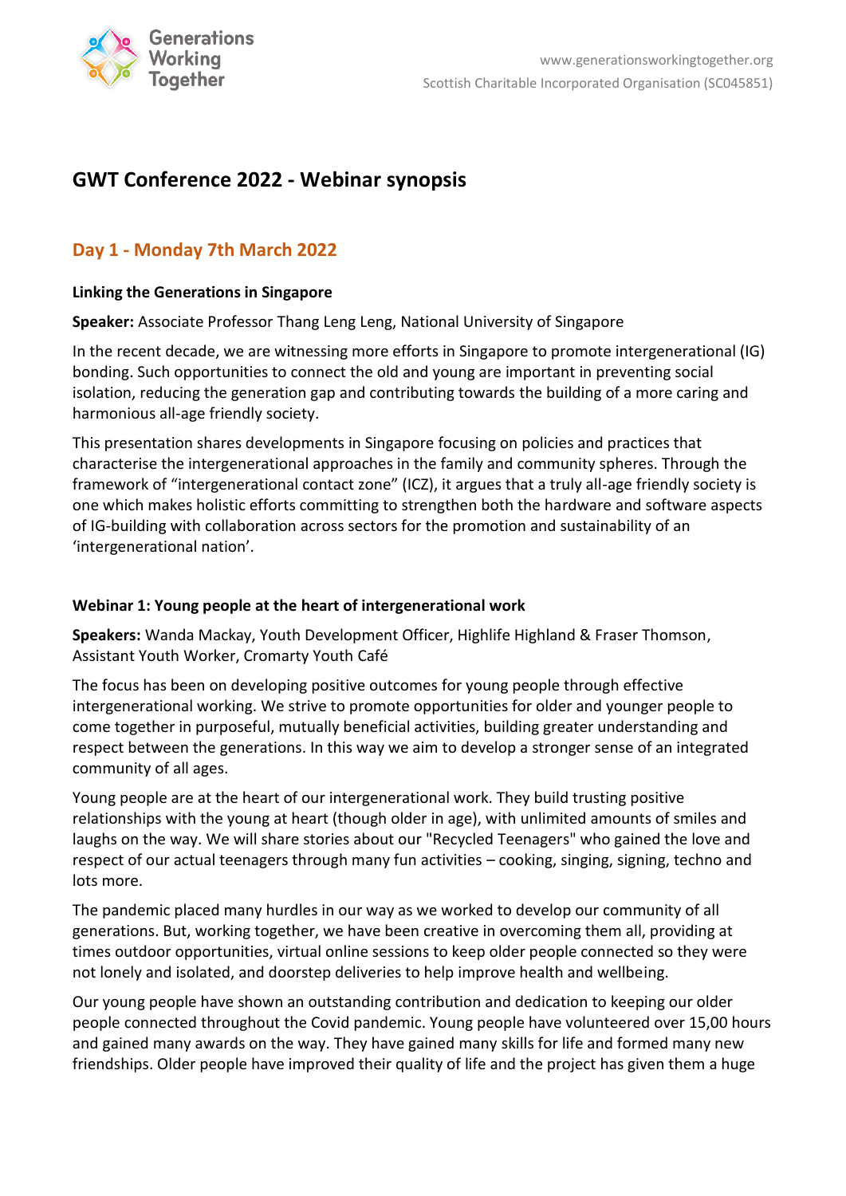# GWT Conference 2022 - Webinar synopsis

## Day 1 - Monday 7th March 2022

**Linking the Generations in Singapore**

**Speaker:** Associate Professor Thang Leng Leng, National University of Singapore

In the recent decade, we are witnessing more efforts in Singapore to promote intergenerational (IG) bonding. Such opportunities to connect the old and young are important in preventing social isolation, reducing the generation gap and contributing towards the building of a more caring and harmonious all-age friendly society.

This presentation shares developments in Singapore focusing on policies and practices that characterise the intergenerational approaches in the family and community spheres. Through the framework of "intergenerational contact zone" (ICZ), it argues that a truly all-age friendly society is one which makes holistic efforts committing to strengthen both the hardware and software aspects of IG-building with collaboration across sectors for the promotion and sustainability of an 'intergenerational nation'.

**Webinar 1: Young people at the heart of intergenerational work**

**Speakers:** Wanda Mackay, Youth Development Officer, Highlife Highland & Fraser Thomson, Assistant Youth Worker, Cromarty Youth Café

The focus has been on developing positive outcomes for young people through effective intergenerational working. We strive to promote opportunities for older and younger people to come together in purposeful, mutually beneficial activities, building greater understanding and respect between the generations. In this way we aim to develop a stronger sense of an integrated community of all ages.

Young people are at the heart of our intergenerational work. They build trusting positive relationships with the young at heart (though older in age), with unlimited amounts of smiles and laughs on the way. We will share stories about our "Recycled Teenagers" who gained the love and respect of our actual teenagers through many fun activities – cooking, singing, signing, techno and lots more.

The pandemic placed many hurdles in our way as we worked to develop our community of all generations. But, working together, we have been creative in overcoming them all, providing at times outdoor opportunities, virtual online sessions to keep older people connected so they were not lonely and isolated, and doorstep deliveries to help improve health and wellbeing.

Our young people have shown an outstanding contribution and dedication to keeping our older people connected throughout the Covid pandemic. Young people have volunteered over 15,00 hours and gained many awards on the way. They have gained many skills for life and formed many new friendships. Older people have improved their quality of life and the project has given them a huge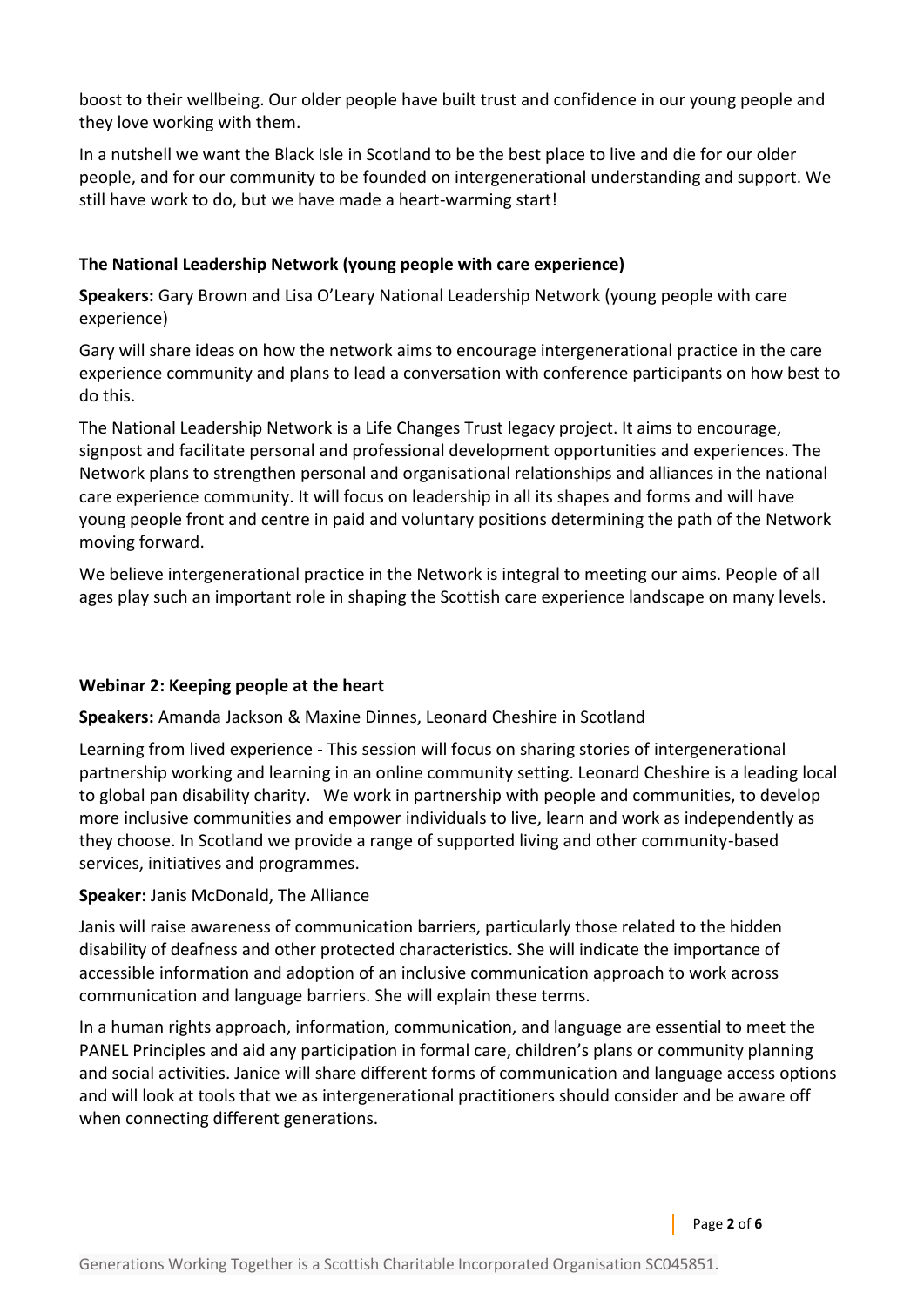boost to their wellbeing. Our older people have built trust and confidence in our young people and they love working with them.

In a nutshell we want the Black Isle in Scotland to be the best place to live and die for our older people, and for our community to be founded on intergenerational understanding and support. We still have work to do, but we have made a heart-warming start!

**The National Leadership Network (young people with care experience)**

**Speakers:** Gary Brown and Lisa O'Leary National Leadership Network (young people with care experience)

Gary will share ideas on how the network aims to encourage intergenerational practice in the care experience community and plans to lead a conversation with conference participants on how best to do this.

The National Leadership Network is a Life Changes Trust legacy project. It aims to encourage, signpost and facilitate personal and professional development opportunities and experiences. The Network plans to strengthen personal and organisational relationships and alliances in the national care experience community. It will focus on leadership in all its shapes and forms and will have young people front and centre in paid and voluntary positions determining the path of the Network moving forward.

We believe intergenerational practice in the Network is integral to meeting our aims. People of all ages play such an important role in shaping the Scottish care experience landscape on many levels.

**Webinar 2: Keeping people at the heart**

**Speakers:** Amanda Jackson & Maxine Dinnes, Leonard Cheshire in Scotland

Learning from lived experience - This session will focus on sharing stories of intergenerational partnership working and learning in an online community setting. Leonard Cheshire is a leading local to global pan disability charity. We work in partnership with people and communities, to develop more inclusive communities and empower individuals to live, learn and work as independently as they choose. In Scotland we provide a range of supported living and other community-based services, initiatives and programmes.

**Speaker:** Janis McDonald, The Alliance

Janis will raise awareness of communication barriers, particularly those related to the hidden disability of deafness and other protected characteristics. She will indicate the importance of accessible information and adoption of an inclusive communication approach to work across communication and language barriers. She will explain these terms.

In a human rights approach, information, communication, and language are essential to meet the PANEL Principles and aid any participation in formal care, children's plans or community planning and social activities. Janice will share different forms of communication and language access options and will look at tools that we as intergenerational practitioners should consider and be aware off when connecting different generations.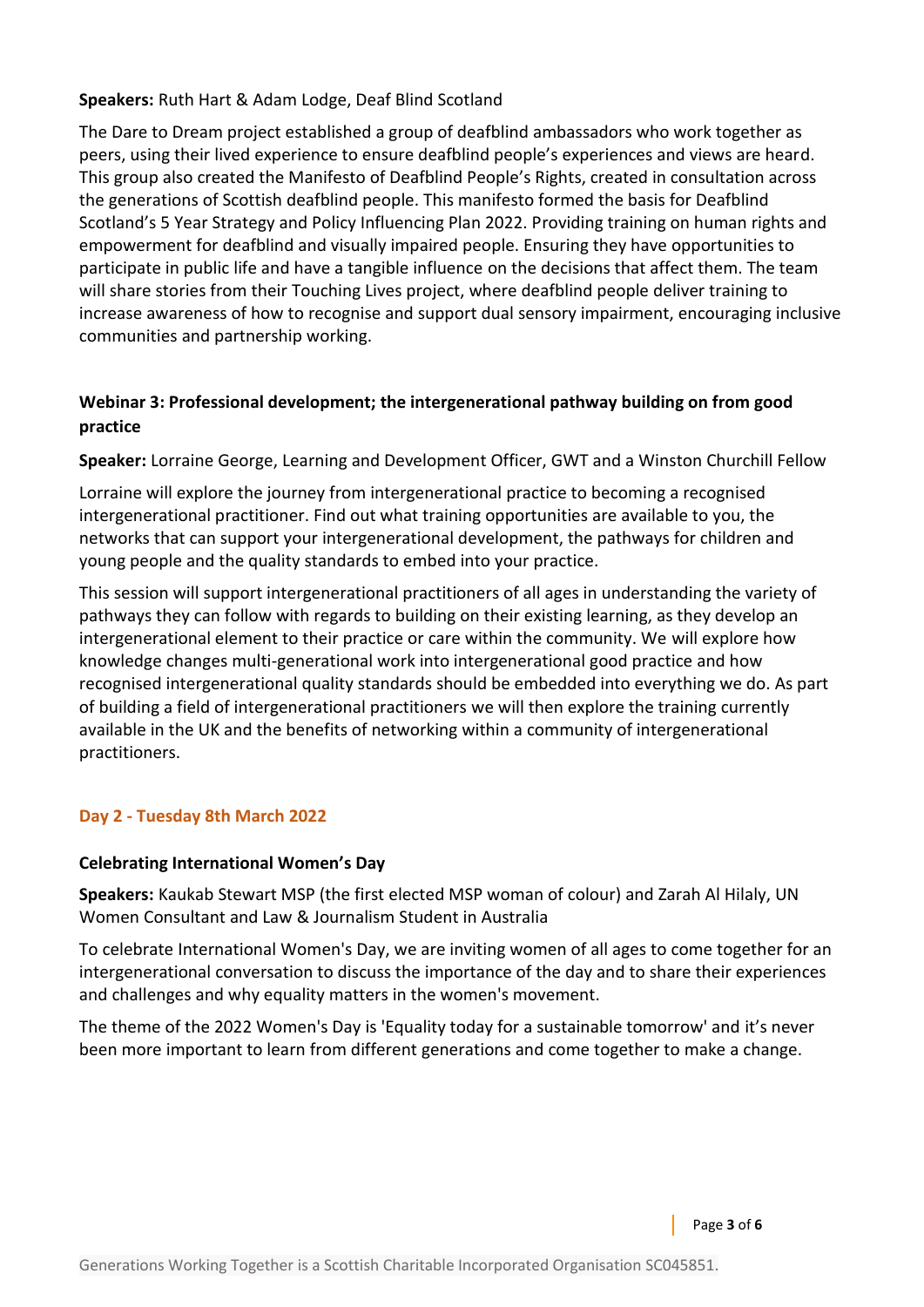**Speakers:** Ruth Hart & Adam Lodge, Deaf Blind Scotland

The Dare to Dream project established a group of deafblind ambassadors who work together as peers, using their lived experience to ensure deafblind people's experiences and views are heard. This group also created the Manifesto of Deafblind People's Rights, created in consultation across the generations of Scottish deafblind people. This manifesto formed the basis for Deafblind Scotland's 5 Year Strategy and Policy Influencing Plan 2022. Providing training on human rights and empowerment for deafblind and visually impaired people. Ensuring they have opportunities to participate in public life and have a tangible influence on the decisions that affect them. The team will share stories from their Touching Lives project, where deafblind people deliver training to increase awareness of how to recognise and support dual sensory impairment, encouraging inclusive communities and partnership working.

### Webinar 3: Professional development; the intergenerational pathway building on from good practice

**Speaker:** Lorraine George, Learning and Development Officer, GWT and a Winston Churchill Fellow

Lorraine will explore the journey from intergenerational practice to becoming a recognised intergenerational practitioner. Find out what training opportunities are available to you, the networks that can support your intergenerational development, the pathways for children and young people and the quality standards to embed into your practice.

This session will support intergenerational practitioners of all ages in understanding the variety of pathways they can follow with regards to building on their existing learning, as they develop an intergenerational element to their practice or care within the community. We will explore how knowledge changes multi-generational work into intergenerational good practice and how recognised intergenerational quality standards should be embedded into everything we do. As part of building a field of intergenerational practitioners we will then explore the training currently available in the UK and the benefits of networking within a community of intergenerational practitioners.

## Day 2 - Tuesday 8th March 2022

### Celebrating International Women's Day

**Speakers:** Kaukab Stewart MSP (the first elected MSP woman of colour) and Zarah Al Hilaly, UN Women Consultant and Law & Journalism Student in Australia

To celebrate International Women's Day, we are inviting women of all ages to come together for an intergenerational conversation to discuss the importance of the day and to share their experiences and challenges and why equality matters in the women's movement.

The theme of the 2022 Women's Day is 'Equality today for a sustainable tomorrow' and it's never been more important to learn from different generations and come together to make a change.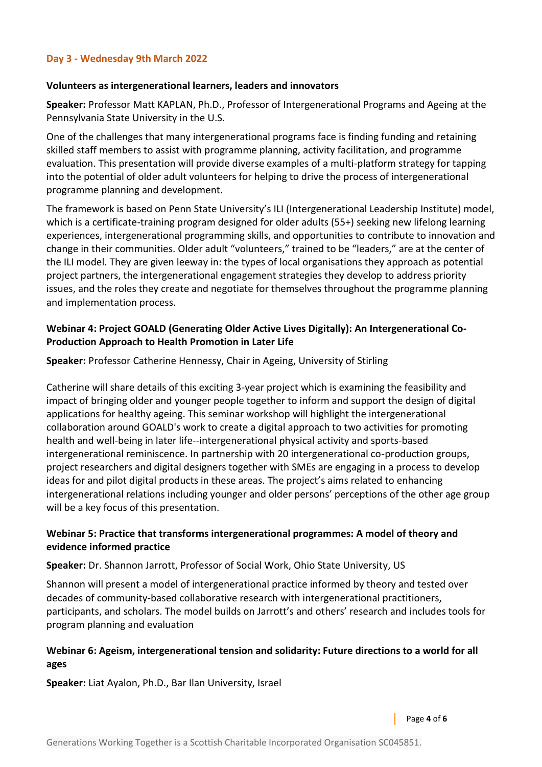## Day 3 - Wednesday 9th March 2022

### Volunteers as intergenerational learners, leaders and innovators

**Speaker:** Professor Matt KAPLAN, Ph.D., Professor of Intergenerational Programs and Ageing at the Pennsylvania State University in the U.S.

One of the challenges that many intergenerational programs face is finding funding and retaining skilled staff members to assist with programme planning, activity facilitation, and programme evaluation. This presentation will provide diverse examples of a multi-platform strategy for tapping into the potential of older adult volunteers for helping to drive the process of intergenerational programme planning and development.

The framework is based on Penn State University's ILI (Intergenerational Leadership Institute) model, which is a certificate-training program designed for older adults (55+) seeking new lifelong learning experiences, intergenerational programming skills, and opportunities to contribute to innovation and change in their communities. Older adult "volunteers," trained to be "leaders," are at the center of the ILI model. They are given leeway in: the types of local organisations they approach as potential project partners, the intergenerational engagement strategies they develop to address priority issues, and the roles they create and negotiate for themselves throughout the programme planning and implementation process.

### Webinar 4: Project GOALD (Generating Older Active Lives Digitally): An Intergenerational Co-Production Approach to Health Promotion in Later Life

**Speaker:** Professor Catherine Hennessy, Chair in Ageing, University of Stirling

Catherine will share details of this exciting 3-year project which is examining the feasibility and impact of bringing older and younger people together to inform and support the design of digital applications for healthy ageing. This seminar workshop will highlight the intergenerational collaboration around GOALD's work to create a digital approach to two activities for promoting health and well-being in later life--intergenerational physical activity and sports-based intergenerational reminiscence. In partnership with 20 intergenerational co-production groups, project researchers and digital designers together with SMEs are engaging in a process to develop ideas for and pilot digital products in these areas. The project's aims related to enhancing intergenerational relations including younger and older persons' perceptions of the other age group will be a key focus of this presentation.

### Webinar 5: Practice that transforms intergenerational programmes: A model of theory and evidence informed practice

**Speaker:** Dr. Shannon Jarrott, Professor of Social Work, Ohio State University, US

Shannon will present a model of intergenerational practice informed by theory and tested over decades of community-based collaborative research with intergenerational practitioners, participants, and scholars. The model builds on Jarrott's and others' research and includes tools for program planning and evaluation

### Webinar 6: Ageism, intergenerational tension and solidarity: Future directions to a world for all ages

**Speaker:** Liat Ayalon, Ph.D., Bar Ilan University, Israel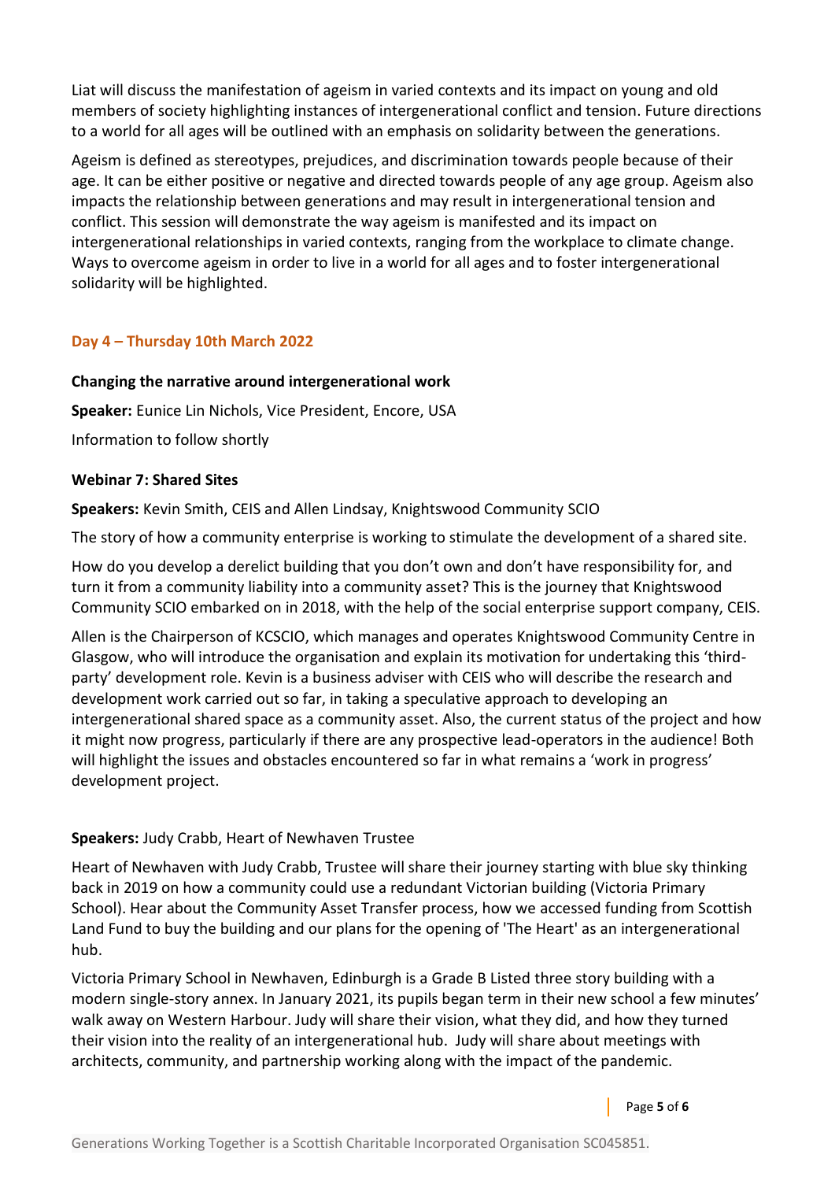Liat will discuss the manifestation of ageism in varied contexts and its impact on young and old members of society highlighting instances of intergenerational conflict and tension. Future directions to a world for all ages will be outlined with an emphasis on solidarity between the generations.

Ageism is defined as stereotypes, prejudices, and discrimination towards people because of their age. It can be either positive or negative and directed towards people of any age group. Ageism also impacts the relationship between generations and may result in intergenerational tension and conflict. This session will demonstrate the way ageism is manifested and its impact on intergenerational relationships in varied contexts, ranging from the workplace to climate change. Ways to overcome ageism in order to live in a world for all ages and to foster intergenerational solidarity will be highlighted.

## Day 4 – Thursday 10th March 2022

**Changing the narrative around intergenerational work**

**Speaker:** Eunice Lin Nichols, Vice President, Encore, USA

Information to follow shortly

**Webinar 7: Shared Sites**

**Speakers:** Kevin Smith, CEIS and Allen Lindsay, Knightswood Community SCIO

The story of how a community enterprise is working to stimulate the development of a shared site.

How do you develop a derelict building that you don't own and don't have responsibility for, and turn it from a community liability into a community asset? This is the journey that Knightswood Community SCIO embarked on in 2018, with the help of the social enterprise support company, CEIS.

Allen is the Chairperson of KCSCIO, which manages and operates Knightswood Community Centre in Glasgow, who will introduce the organisation and explain its motivation for undertaking this 'third-party' development role. Kevin is a business adviser with CEIS who will describe the research and development work carried out so far, in taking a speculative approach to developing an intergenerational shared space as a community asset. Also, the current status of the project and how it might now progress, particularly if there are any prospective lead-operators in the audience! Both will highlight the issues and obstacles encountered so far in what remains a 'work in progress' development project.

**Speakers:** Judy Crabb, Heart of Newhaven Trustee

Heart of Newhaven with Judy Crabb, Trustee will share their journey starting with blue sky thinking back in 2019 on how a community could use a redundant Victorian building (Victoria Primary School). Hear about the Community Asset Transfer process, how we accessed funding from Scottish Land Fund to buy the building and our plans for the opening of 'The Heart' as an intergenerational hub.

Victoria Primary School in Newhaven, Edinburgh is a Grade B Listed three story building with a modern single-story annex. In January 2021, its pupils began term in their new school a few minutes' walk away on Western Harbour. Judy will share their vision, what they did, and how they turned their vision into the reality of an intergenerational hub. Judy will share about meetings with architects, community, and partnership working along with the impact of the pandemic.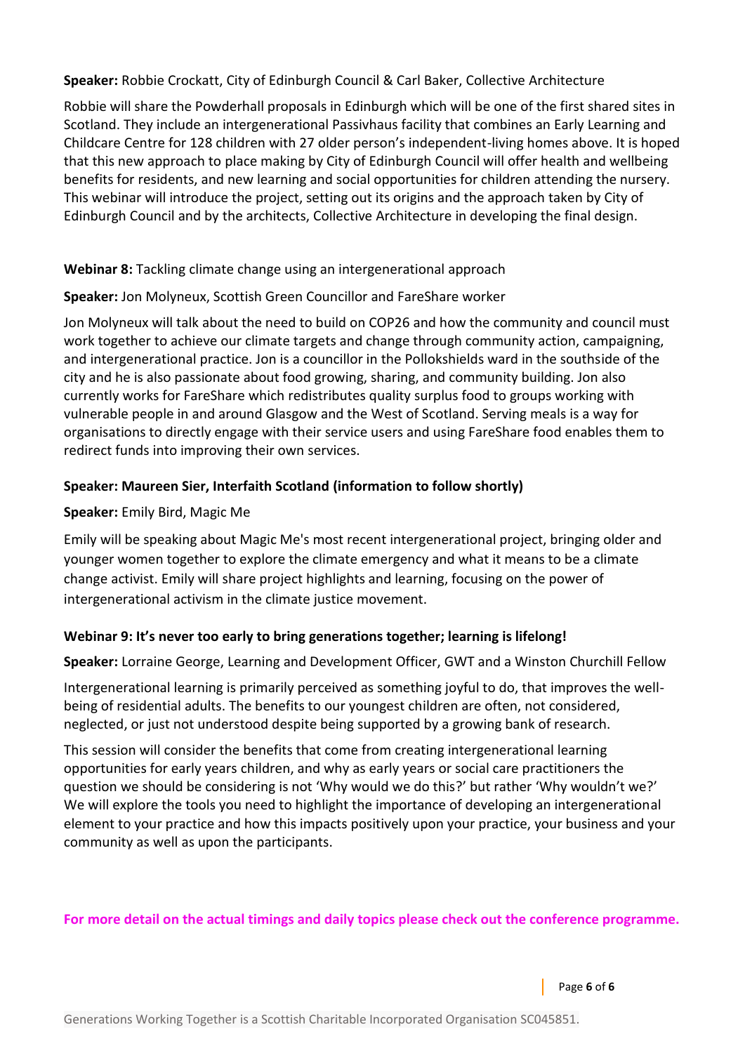**Speaker:** Robbie Crockatt, City of Edinburgh Council & Carl Baker, Collective Architecture

Robbie will share the Powderhall proposals in Edinburgh which will be one of the first shared sites in Scotland. They include an intergenerational Passivhaus facility that combines an Early Learning and Childcare Centre for 128 children with 27 older person's independent-living homes above. It is hoped that this new approach to place making by City of Edinburgh Council will offer health and wellbeing benefits for residents, and new learning and social opportunities for children attending the nursery. This webinar will introduce the project, setting out its origins and the approach taken by City of Edinburgh Council and by the architects, Collective Architecture in developing the final design.

**Webinar 8:** Tackling climate change using an intergenerational approach

**Speaker:** Jon Molyneux, Scottish Green Councillor and FareShare worker

Jon Molyneux will talk about the need to build on COP26 and how the community and council must work together to achieve our climate targets and change through community action, campaigning, and intergenerational practice. Jon is a councillor in the Pollokshields ward in the southside of the city and he is also passionate about food growing, sharing, and community building. Jon also currently works for FareShare which redistributes quality surplus food to groups working with vulnerable people in and around Glasgow and the West of Scotland. Serving meals is a way for organisations to directly engage with their service users and using FareShare food enables them to redirect funds into improving their own services.

**Speaker: Maureen Sier, Interfaith Scotland (information to follow shortly)**

**Speaker:** Emily Bird, Magic Me

Emily will be speaking about Magic Me's most recent intergenerational project, bringing older and younger women together to explore the climate emergency and what it means to be a climate change activist. Emily will share project highlights and learning, focusing on the power of intergenerational activism in the climate justice movement.

**Webinar 9: It's never too early to bring generations together; learning is lifelong!**

**Speaker:** Lorraine George, Learning and Development Officer, GWT and a Winston Churchill Fellow

Intergenerational learning is primarily perceived as something joyful to do, that improves the well-being of residential adults. The benefits to our youngest children are often, not considered, neglected, or just not understood despite being supported by a growing bank of research.

This session will consider the benefits that come from creating intergenerational learning opportunities for early years children, and why as early years or social care practitioners the question we should be considering is not 'Why would we do this?' but rather 'Why wouldn't we?' We will explore the tools you need to highlight the importance of developing an intergenerational element to your practice and how this impacts positively upon your practice, your business and your community as well as upon the participants.

**For more detail on the actual timings and daily topics please check out the conference programme.**